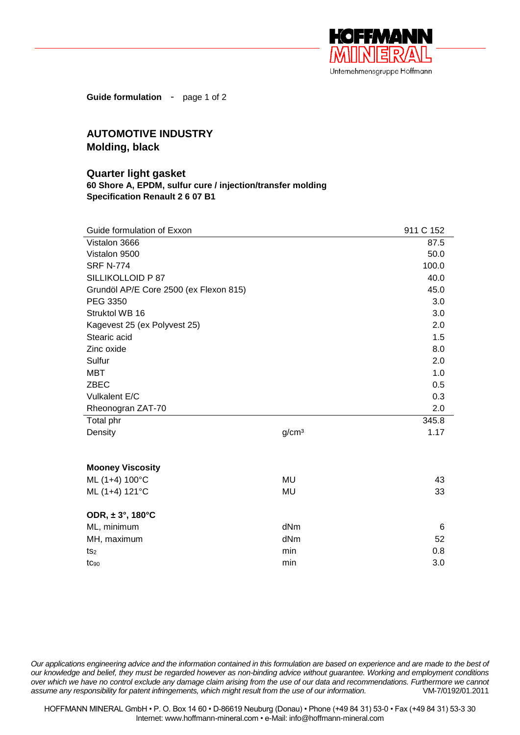**Guide formulation** - page 1 of 2

## AUTOMOTIVE INDUSTRY
## Molding, black

### Quarter light gasket
**60 Shore A, EPDM, sulfur cure / injection/transfer molding**
**Specification Renault 2 6 07 B1**

| Guide formulation of Exxon | | 911 C 152 |
|---|---|---|
| Vistalon 3666 | | 87.5 |
| Vistalon 9500 | | 50.0 |
| SRF N-774 | | 100.0 |
| SILLIKOLLOID P 87 | | 40.0 |
| Grundöl AP/E Core 2500 (ex Flexon 815) | | 45.0 |
| PEG 3350 | | 3.0 |
| Struktol WB 16 | | 3.0 |
| Kagevest 25 (ex Polyvest 25) | | 2.0 |
| Stearic acid | | 1.5 |
| Zinc oxide | | 8.0 |
| Sulfur | | 2.0 |
| MBT | | 1.0 |
| ZBEC | | 0.5 |
| Vulkalent E/C | | 0.3 |
| Rheonogran ZAT-70 | | 2.0 |
| Total phr | | 345.8 |
| Density | g/cm³ | 1.17 |

| **Mooney Viscosity** | | |
|---|---|---|
| ML (1+4) 100°C | MU | 43 |
| ML (1+4) 121°C | MU | 33 |

| **ODR, ± 3°, 180°C** | | |
|---|---|---|
| ML, minimum | dNm | 6 |
| MH, maximum | dNm | 52 |
| $ts_2$ | min | 0.8 |
| $tc_{90}$ | min | 3.0 |

*Our applications engineering advice and the information contained in this formulation are based on experience and are made to the best of our knowledge and belief, they must be regarded however as non-binding advice without guarantee. Working and employment conditions over which we have no control exclude any damage claim arising from the use of our data and recommendations. Furthermore we cannot assume any responsibility for patent infringements, which might result from the use of our information.* VM-7/0192/01.2011

HOFFMANN MINERAL GmbH • P. O. Box 14 60 • D-86619 Neuburg (Donau) • Phone (+49 84 31) 53-0 • Fax (+49 84 31) 53-3 30
Internet: www.hoffmann-mineral.com • e-Mail: info@hoffmann-mineral.com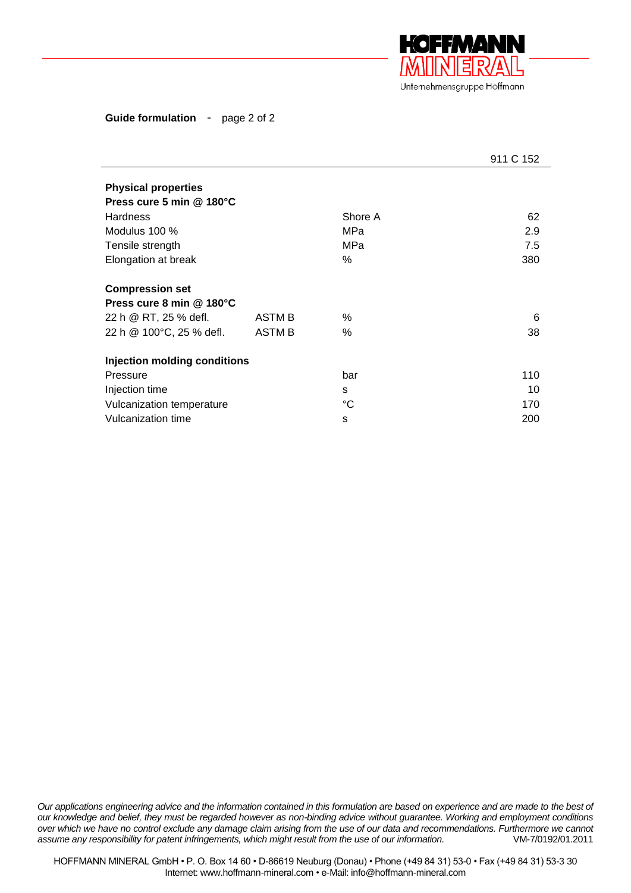**Guide formulation** - page 2 of 2

| | | | 911 C 152 |
|---|---|---|---|
| **Physical properties** | | | |
| **Press cure 5 min @ 180°C** | | | |
| Hardness | | Shore A | 62 |
| Modulus 100 % | | MPa | 2.9 |
| Tensile strength | | MPa | 7.5 |
| Elongation at break | | % | 380 |
| | | | |
| **Compression set** | | | |
| **Press cure 8 min @ 180°C** | | | |
| 22 h @ RT, 25 % defl. | ASTM B | % | 6 |
| 22 h @ 100°C, 25 % defl. | ASTM B | % | 38 |
| | | | |
| **Injection molding conditions** | | | |
| Pressure | | bar | 110 |
| Injection time | | s | 10 |
| Vulcanization temperature | | °C | 170 |
| Vulcanization time | | s | 200 |

*Our applications engineering advice and the information contained in this formulation are based on experience and are made to the best of our knowledge and belief, they must be regarded however as non-binding advice without guarantee. Working and employment conditions over which we have no control exclude any damage claim arising from the use of our data and recommendations. Furthermore we cannot assume any responsibility for patent infringements, which might result from the use of our information.* VM-7/0192/01.2011

HOFFMANN MINERAL GmbH • P. O. Box 14 60 • D-86619 Neuburg (Donau) • Phone (+49 84 31) 53-0 • Fax (+49 84 31) 53-3 30
Internet: www.hoffmann-mineral.com • e-Mail: info@hoffmann-mineral.com